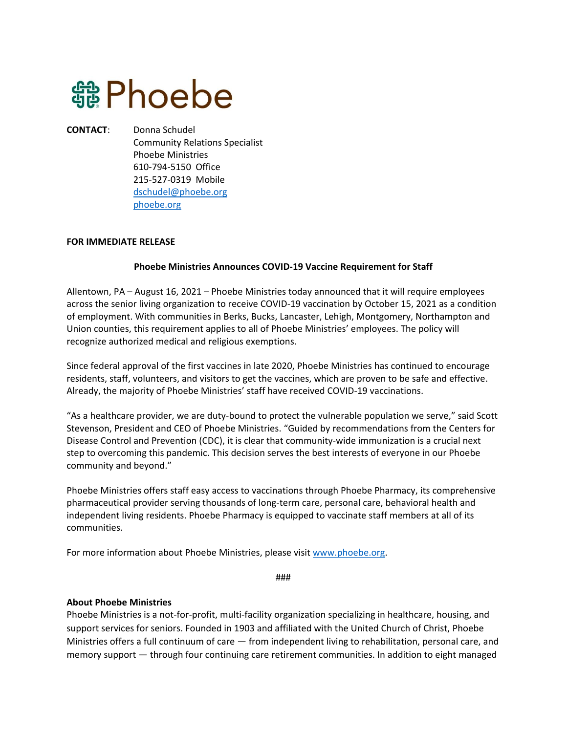# Phoebe

**CONTACT**: Donna Schudel
Community Relations Specialist
Phoebe Ministries
610-794-5150 Office
215-527-0319 Mobile
dschudel@phoebe.org
phoebe.org

**FOR IMMEDIATE RELEASE**

**Phoebe Ministries Announces COVID-19 Vaccine Requirement for Staff**

Allentown, PA – August 16, 2021 – Phoebe Ministries today announced that it will require employees across the senior living organization to receive COVID-19 vaccination by October 15, 2021 as a condition of employment. With communities in Berks, Bucks, Lancaster, Lehigh, Montgomery, Northampton and Union counties, this requirement applies to all of Phoebe Ministries' employees. The policy will recognize authorized medical and religious exemptions.

Since federal approval of the first vaccines in late 2020, Phoebe Ministries has continued to encourage residents, staff, volunteers, and visitors to get the vaccines, which are proven to be safe and effective. Already, the majority of Phoebe Ministries' staff have received COVID-19 vaccinations.

"As a healthcare provider, we are duty-bound to protect the vulnerable population we serve," said Scott Stevenson, President and CEO of Phoebe Ministries. "Guided by recommendations from the Centers for Disease Control and Prevention (CDC), it is clear that community-wide immunization is a crucial next step to overcoming this pandemic. This decision serves the best interests of everyone in our Phoebe community and beyond."

Phoebe Ministries offers staff easy access to vaccinations through Phoebe Pharmacy, its comprehensive pharmaceutical provider serving thousands of long-term care, personal care, behavioral health and independent living residents. Phoebe Pharmacy is equipped to vaccinate staff members at all of its communities.

For more information about Phoebe Ministries, please visit www.phoebe.org.

###

**About Phoebe Ministries**
Phoebe Ministries is a not-for-profit, multi-facility organization specializing in healthcare, housing, and support services for seniors. Founded in 1903 and affiliated with the United Church of Christ, Phoebe Ministries offers a full continuum of care — from independent living to rehabilitation, personal care, and memory support — through four continuing care retirement communities. In addition to eight managed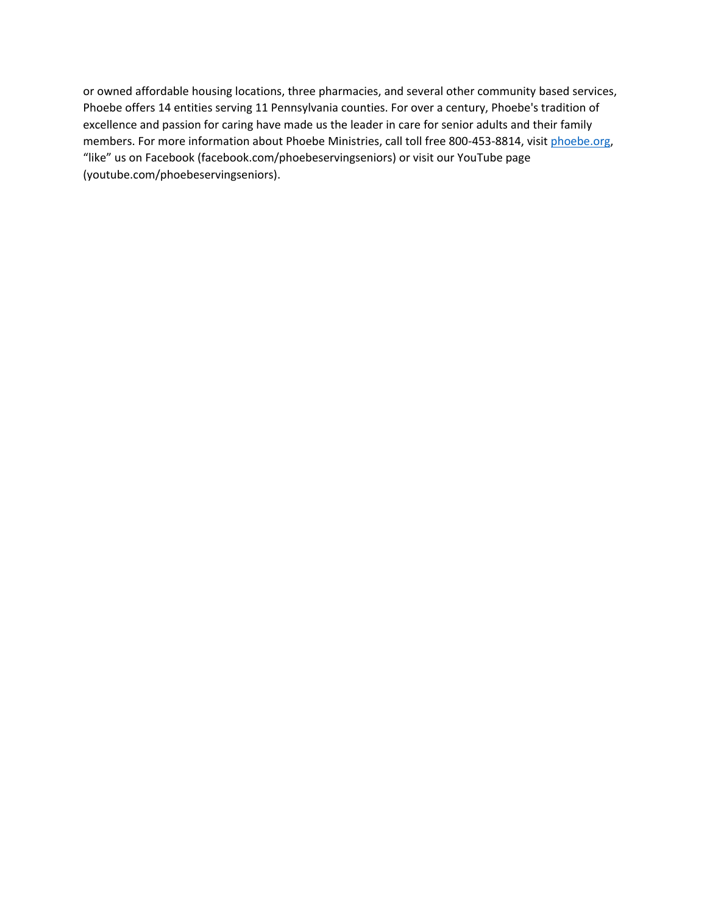or owned affordable housing locations, three pharmacies, and several other community based services, Phoebe offers 14 entities serving 11 Pennsylvania counties. For over a century, Phoebe's tradition of excellence and passion for caring have made us the leader in care for senior adults and their family members. For more information about Phoebe Ministries, call toll free 800-453-8814, visit [phoebe.org](phoebe.org), “like” us on Facebook (facebook.com/phoebeservingseniors) or visit our YouTube page (youtube.com/phoebeservingseniors).